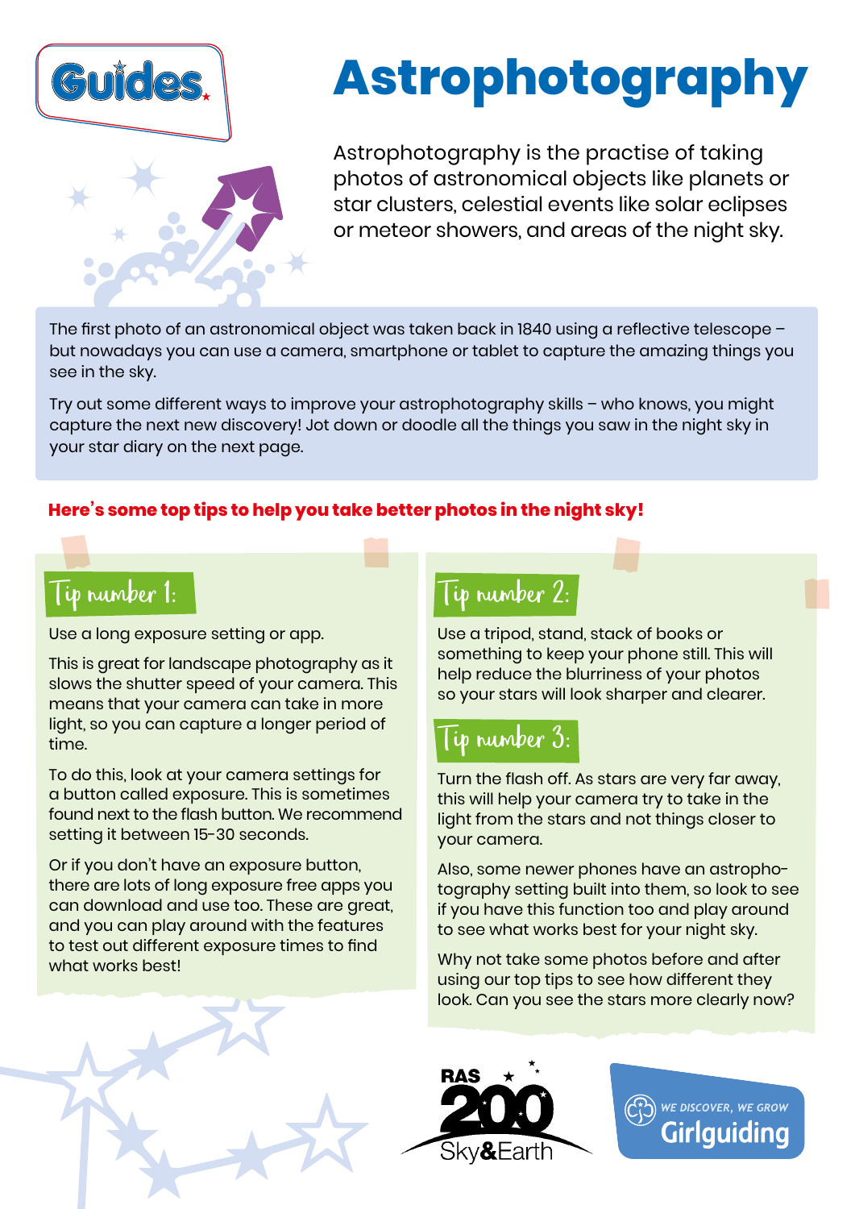Guides

# Astrophotography

Astrophotography is the practise of taking photos of astronomical objects like planets or star clusters, celestial events like solar eclipses or meteor showers, and areas of the night sky.

The first photo of an astronomical object was taken back in 1840 using a reflective telescope – but nowadays you can use a camera, smartphone or tablet to capture the amazing things you see in the sky.

Try out some different ways to improve your astrophotography skills – who knows, you might capture the next new discovery! Jot down or doodle all the things you saw in the night sky in your star diary on the next page.

**Here's some top tips to help you take better photos in the night sky!**

## Tip number 1:

Use a long exposure setting or app.

This is great for landscape photography as it slows the shutter speed of your camera. This means that your camera can take in more light, so you can capture a longer period of time.

To do this, look at your camera settings for a button called exposure. This is sometimes found next to the flash button. We recommend setting it between 15-30 seconds.

Or if you don't have an exposure button, there are lots of long exposure free apps you can download and use too. These are great, and you can play around with the features to test out different exposure times to find what works best!

## Tip number 2:

Use a tripod, stand, stack of books or something to keep your phone still. This will help reduce the blurriness of your photos so your stars will look sharper and clearer.

## Tip number 3:

Turn the flash off. As stars are very far away, this will help your camera try to take in the light from the stars and not things closer to your camera.

Also, some newer phones have an astrophotography setting built into them, so look to see if you have this function too and play around to see what works best for your night sky.

Why not take some photos before and after using our top tips to see how different they look. Can you see the stars more clearly now?

RAS 200 Sky&Earth

WE DISCOVER, WE GROW Girlguiding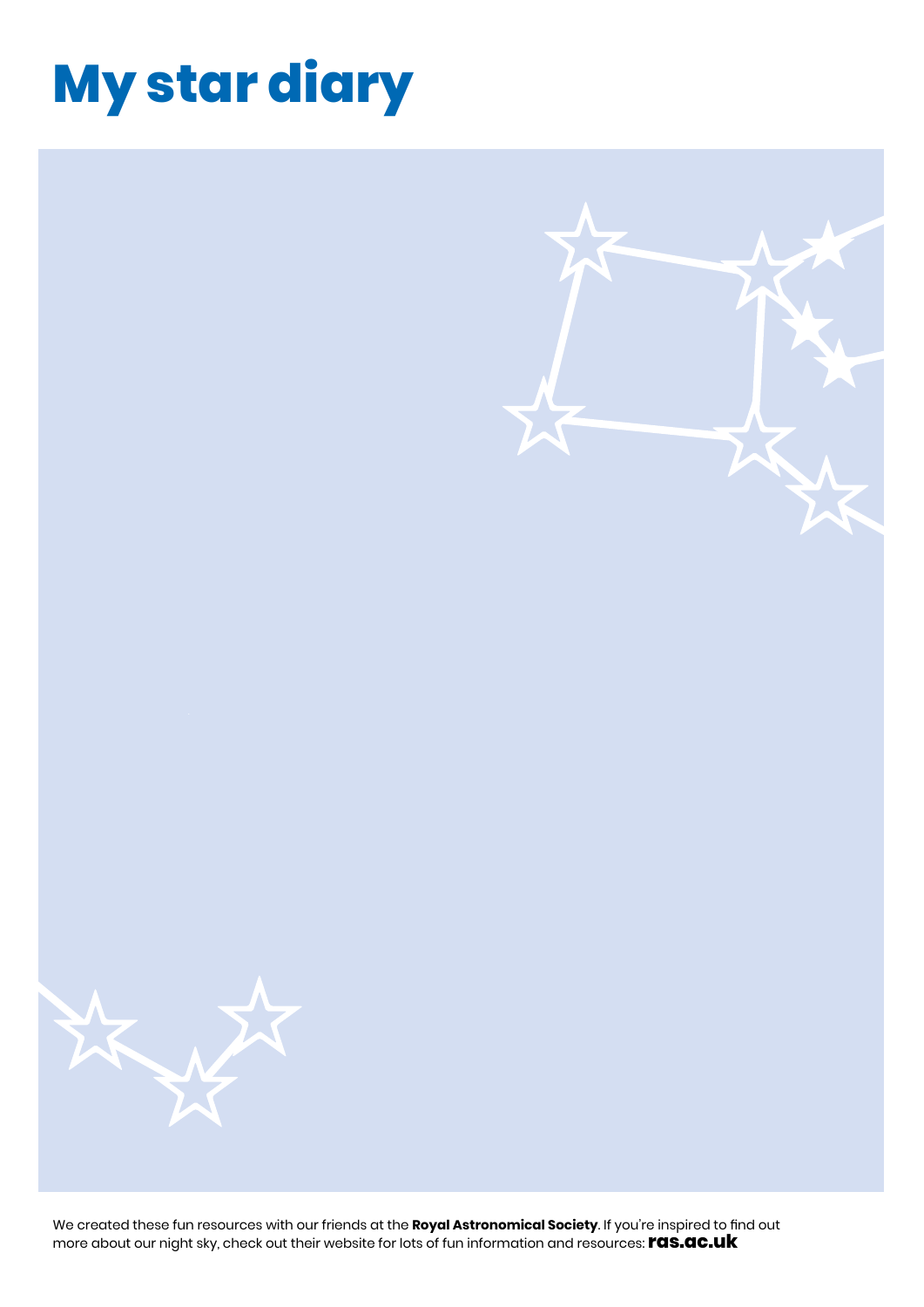# My star diary

We created these fun resources with our friends at the **Royal Astronomical Society**. If you're inspired to find out more about our night sky, check out their website for lots of fun information and resources: **ras.ac.uk**